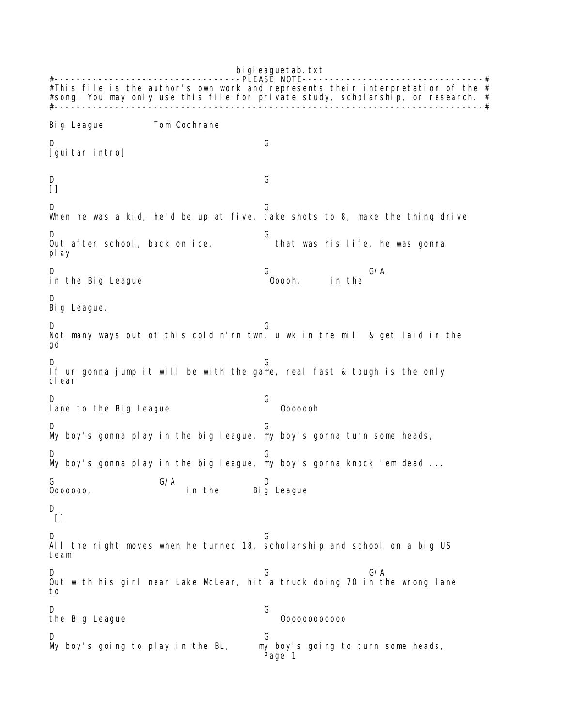```
#---------------------------------PLEASE NOTE---------------------------------#
#This file is the author's own work and represents their interpretation of the #
#song. You may only use this file for private study, scholarship, or research. #
#------------------------------------------------------------------------------#

Big League          Tom Cochrane

D                                    G
[guitar intro]


D                                    G
[]

D                                    G
When he was a kid, he'd be up at five, take shots to 8, make the thing drive

D                                    G
Out after school, back on ice,         that was his life, he was gonna
play

D                                    G                  G/A
in the Big League                     Ooooh,      in the

D
Big League.

D                                    G
Not many ways out of this cold n'rn twn, u wk in the mill & get laid in the
gd

D                                    G
If ur gonna jump it will be with the game, real fast & tough is the only
clear

D                                    G
lane to the Big League                  Oooooh

D                                    G
My boy's gonna play in the big league, my boy's gonna turn some heads,

D                                    G
My boy's gonna play in the big league, my boy's gonna knock 'em dead ...

G                  G/A               D
Ooooooo,                in the      Big League

D
 []

D                                    G
All the right moves when he turned 18, scholarship and school on a big US
team

D                                    G                  G/A
Out with his girl near Lake McLean, hit a truck doing 70 in the wrong lane
to

D                                    G
the Big League                          Ooooooooooo

D                                    G
My boy's going to play in the BL,      my boy's going to turn some heads,
```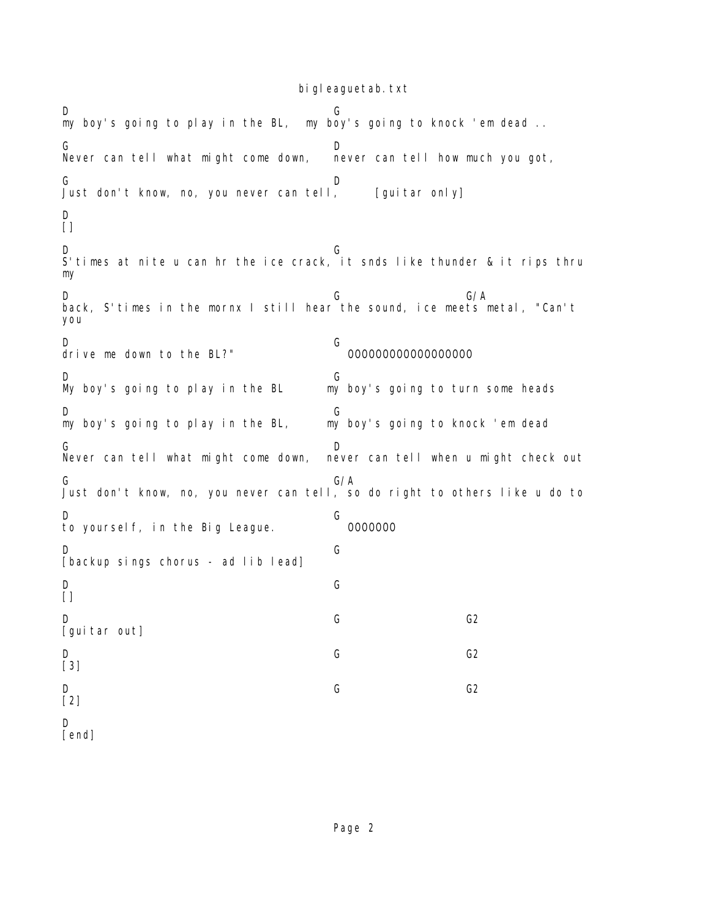```
D                                       G
my boy's going to play in the BL,  my boy's going to knock 'em dead ..

G                                       D
Never can tell what might come down,   never can tell how much you got,

G                                       D
Just don't know, no, you never can tell,      [guitar only]

D
[]

D                                       G
S'times at nite u can hr the ice crack, it snds like thunder & it rips thru
my

D                                       G                  G/A
back, S'times in the mornx I still hear the sound, ice meets metal, "Can't
you

D                                       G
drive me down to the BL?"                 OOOOOOOOOOOOOOOOOO

D                                       G
My boy's going to play in the BL       my boy's going to turn some heads

D                                       G
my boy's going to play in the BL,      my boy's going to knock 'em dead

G                                       D
Never can tell what might come down,  never can tell when u might check out

G                                       G/A
Just don't know, no, you never can tell, so do right to others like u do to

D                                       G
to yourself, in the Big League.           OOOOOOO

D                                       G
[backup sings chorus - ad lib lead]

D                                       G
[]

D                                       G                  G2
[guitar out]

D                                       G                  G2
[3]

D                                       G                  G2
[2]

D
[end]
```